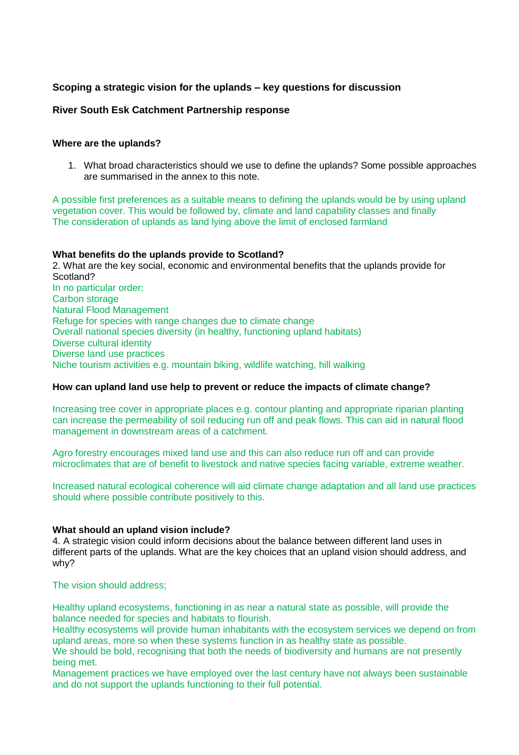**Scoping a strategic vision for the uplands – key questions for discussion**

**River South Esk Catchment Partnership response**

**Where are the uplands?**

1. What broad characteristics should we use to define the uplands? Some possible approaches are summarised in the annex to this note.

A possible first preferences as a suitable means to defining the uplands would be by using upland vegetation cover. This would be followed by, climate and land capability classes and finally The consideration of uplands as land lying above the limit of enclosed farmland

**What benefits do the uplands provide to Scotland?**

2. What are the key social, economic and environmental benefits that the uplands provide for Scotland?

In no particular order;
Carbon storage
Natural Flood Management
Refuge for species with range changes due to climate change
Overall national species diversity (in healthy, functioning upland habitats)
Diverse cultural identity
Diverse land use practices
Niche tourism activities e.g. mountain biking, wildlife watching, hill walking

**How can upland land use help to prevent or reduce the impacts of climate change?**

Increasing tree cover in appropriate places e.g. contour planting and appropriate riparian planting can increase the permeability of soil reducing run off and peak flows. This can aid in natural flood management in downstream areas of a catchment.

Agro forestry encourages mixed land use and this can also reduce run off and can provide microclimates that are of benefit to livestock and native species facing variable, extreme weather.

Increased natural ecological coherence will aid climate change adaptation and all land use practices should where possible contribute positively to this.

**What should an upland vision include?**

4. A strategic vision could inform decisions about the balance between different land uses in different parts of the uplands. What are the key choices that an upland vision should address, and why?

The vision should address;

Healthy upland ecosystems, functioning in as near a natural state as possible, will provide the balance needed for species and habitats to flourish.
Healthy ecosystems will provide human inhabitants with the ecosystem services we depend on from upland areas, more so when these systems function in as healthy state as possible.
We should be bold, recognising that both the needs of biodiversity and humans are not presently being met.
Management practices we have employed over the last century have not always been sustainable and do not support the uplands functioning to their full potential.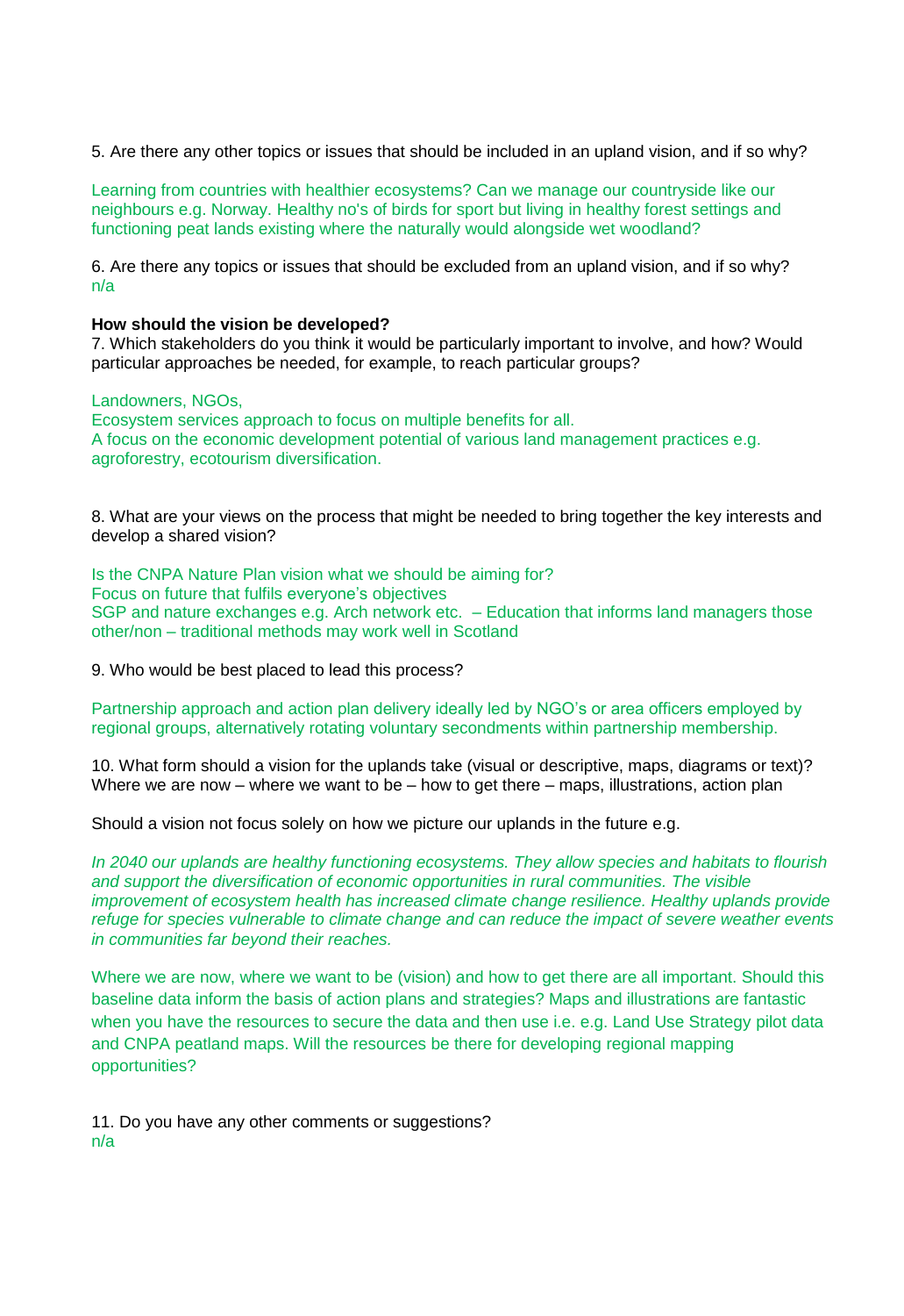5. Are there any other topics or issues that should be included in an upland vision, and if so why?

Learning from countries with healthier ecosystems? Can we manage our countryside like our neighbours e.g. Norway. Healthy no's of birds for sport but living in healthy forest settings and functioning peat lands existing where the naturally would alongside wet woodland?

6. Are there any topics or issues that should be excluded from an upland vision, and if so why?
n/a

**How should the vision be developed?**
7. Which stakeholders do you think it would be particularly important to involve, and how? Would particular approaches be needed, for example, to reach particular groups?

Landowners, NGOs,
Ecosystem services approach to focus on multiple benefits for all.
A focus on the economic development potential of various land management practices e.g. agroforestry, ecotourism diversification.

8. What are your views on the process that might be needed to bring together the key interests and develop a shared vision?

Is the CNPA Nature Plan vision what we should be aiming for?
Focus on future that fulfils everyone's objectives
SGP and nature exchanges e.g. Arch network etc. – Education that informs land managers those other/non – traditional methods may work well in Scotland

9. Who would be best placed to lead this process?

Partnership approach and action plan delivery ideally led by NGO's or area officers employed by regional groups, alternatively rotating voluntary secondments within partnership membership.

10. What form should a vision for the uplands take (visual or descriptive, maps, diagrams or text)?
Where we are now – where we want to be – how to get there – maps, illustrations, action plan

Should a vision not focus solely on how we picture our uplands in the future e.g.

*In 2040 our uplands are healthy functioning ecosystems. They allow species and habitats to flourish and support the diversification of economic opportunities in rural communities. The visible improvement of ecosystem health has increased climate change resilience. Healthy uplands provide refuge for species vulnerable to climate change and can reduce the impact of severe weather events in communities far beyond their reaches.*

Where we are now, where we want to be (vision) and how to get there are all important. Should this baseline data inform the basis of action plans and strategies? Maps and illustrations are fantastic when you have the resources to secure the data and then use i.e. e.g. Land Use Strategy pilot data and CNPA peatland maps. Will the resources be there for developing regional mapping opportunities?

11. Do you have any other comments or suggestions?
n/a